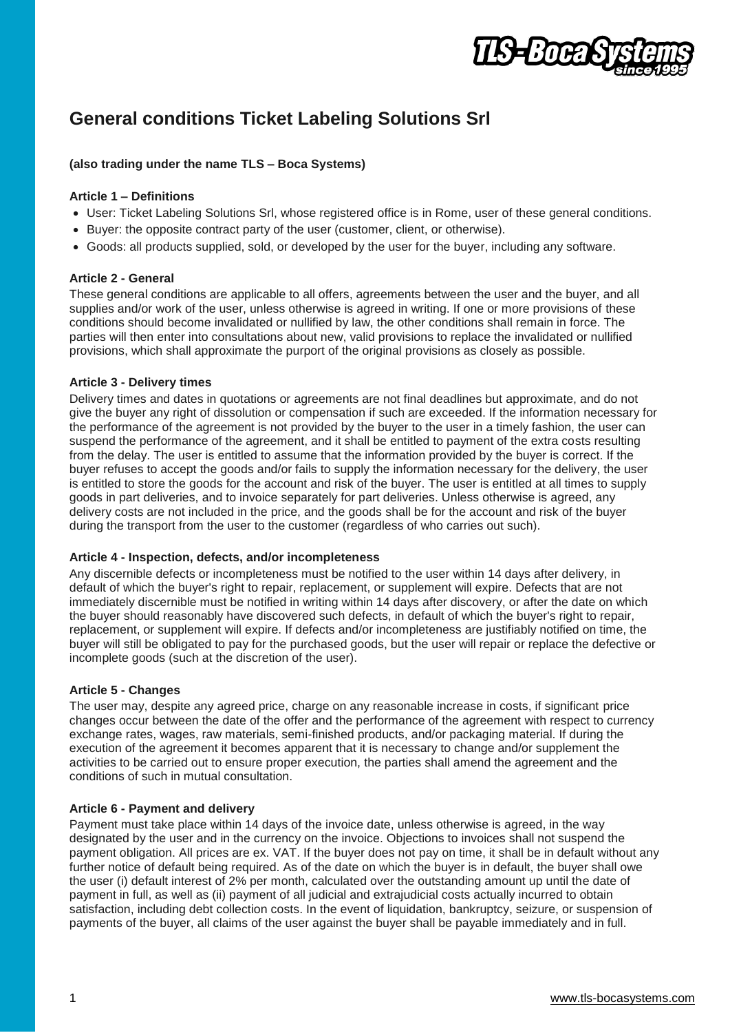# General conditions Ticket Labeling Solutions Srl

**(also trading under the name TLS – Boca Systems)**

**Article 1 – Definitions**

- User: Ticket Labeling Solutions Srl, whose registered office is in Rome, user of these general conditions.
- Buyer: the opposite contract party of the user (customer, client, or otherwise).
- Goods: all products supplied, sold, or developed by the user for the buyer, including any software.

**Article 2 - General**

These general conditions are applicable to all offers, agreements between the user and the buyer, and all supplies and/or work of the user, unless otherwise is agreed in writing. If one or more provisions of these conditions should become invalidated or nullified by law, the other conditions shall remain in force. The parties will then enter into consultations about new, valid provisions to replace the invalidated or nullified provisions, which shall approximate the purport of the original provisions as closely as possible.

**Article 3 - Delivery times**

Delivery times and dates in quotations or agreements are not final deadlines but approximate, and do not give the buyer any right of dissolution or compensation if such are exceeded. If the information necessary for the performance of the agreement is not provided by the buyer to the user in a timely fashion, the user can suspend the performance of the agreement, and it shall be entitled to payment of the extra costs resulting from the delay. The user is entitled to assume that the information provided by the buyer is correct. If the buyer refuses to accept the goods and/or fails to supply the information necessary for the delivery, the user is entitled to store the goods for the account and risk of the buyer. The user is entitled at all times to supply goods in part deliveries, and to invoice separately for part deliveries. Unless otherwise is agreed, any delivery costs are not included in the price, and the goods shall be for the account and risk of the buyer during the transport from the user to the customer (regardless of who carries out such).

**Article 4 - Inspection, defects, and/or incompleteness**

Any discernible defects or incompleteness must be notified to the user within 14 days after delivery, in default of which the buyer's right to repair, replacement, or supplement will expire. Defects that are not immediately discernible must be notified in writing within 14 days after discovery, or after the date on which the buyer should reasonably have discovered such defects, in default of which the buyer's right to repair, replacement, or supplement will expire. If defects and/or incompleteness are justifiably notified on time, the buyer will still be obligated to pay for the purchased goods, but the user will repair or replace the defective or incomplete goods (such at the discretion of the user).

**Article 5 - Changes**

The user may, despite any agreed price, charge on any reasonable increase in costs, if significant price changes occur between the date of the offer and the performance of the agreement with respect to currency exchange rates, wages, raw materials, semi-finished products, and/or packaging material. If during the execution of the agreement it becomes apparent that it is necessary to change and/or supplement the activities to be carried out to ensure proper execution, the parties shall amend the agreement and the conditions of such in mutual consultation.

**Article 6 - Payment and delivery**

Payment must take place within 14 days of the invoice date, unless otherwise is agreed, in the way designated by the user and in the currency on the invoice. Objections to invoices shall not suspend the payment obligation. All prices are ex. VAT. If the buyer does not pay on time, it shall be in default without any further notice of default being required. As of the date on which the buyer is in default, the buyer shall owe the user (i) default interest of 2% per month, calculated over the outstanding amount up until the date of payment in full, as well as (ii) payment of all judicial and extrajudicial costs actually incurred to obtain satisfaction, including debt collection costs. In the event of liquidation, bankruptcy, seizure, or suspension of payments of the buyer, all claims of the user against the buyer shall be payable immediately and in full.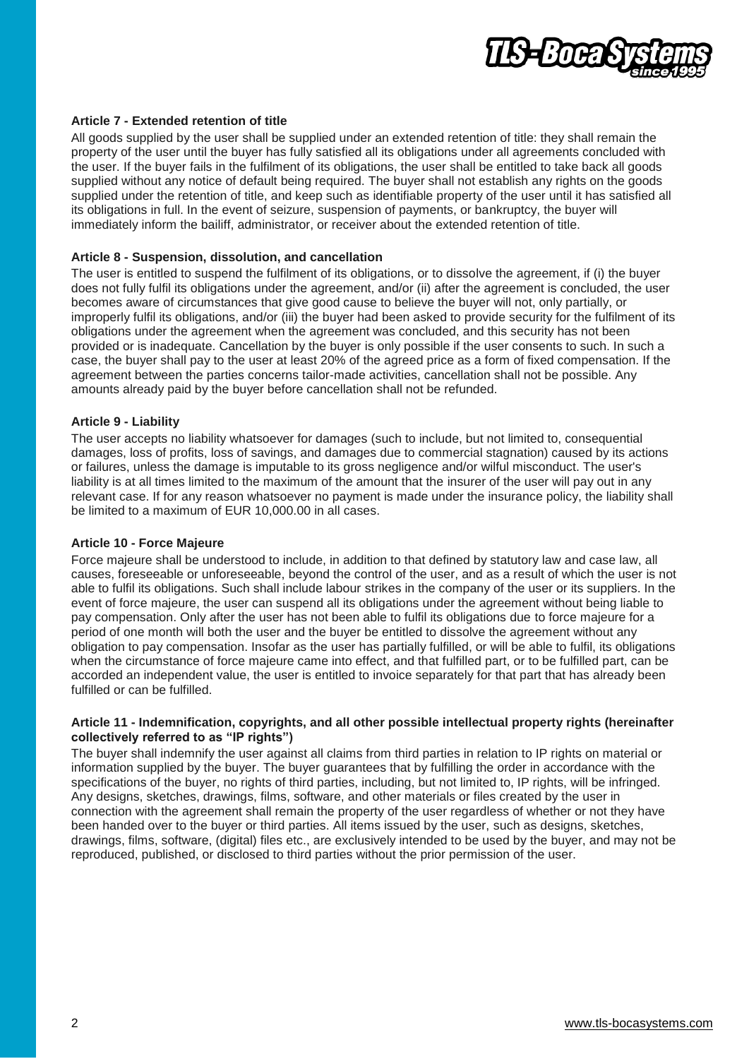### Article 7 - Extended retention of title

All goods supplied by the user shall be supplied under an extended retention of title: they shall remain the property of the user until the buyer has fully satisfied all its obligations under all agreements concluded with the user. If the buyer fails in the fulfilment of its obligations, the user shall be entitled to take back all goods supplied without any notice of default being required. The buyer shall not establish any rights on the goods supplied under the retention of title, and keep such as identifiable property of the user until it has satisfied all its obligations in full. In the event of seizure, suspension of payments, or bankruptcy, the buyer will immediately inform the bailiff, administrator, or receiver about the extended retention of title.

### Article 8 - Suspension, dissolution, and cancellation

The user is entitled to suspend the fulfilment of its obligations, or to dissolve the agreement, if (i) the buyer does not fully fulfil its obligations under the agreement, and/or (ii) after the agreement is concluded, the user becomes aware of circumstances that give good cause to believe the buyer will not, only partially, or improperly fulfil its obligations, and/or (iii) the buyer had been asked to provide security for the fulfilment of its obligations under the agreement when the agreement was concluded, and this security has not been provided or is inadequate. Cancellation by the buyer is only possible if the user consents to such. In such a case, the buyer shall pay to the user at least 20% of the agreed price as a form of fixed compensation. If the agreement between the parties concerns tailor-made activities, cancellation shall not be possible. Any amounts already paid by the buyer before cancellation shall not be refunded.

### Article 9 - Liability

The user accepts no liability whatsoever for damages (such to include, but not limited to, consequential damages, loss of profits, loss of savings, and damages due to commercial stagnation) caused by its actions or failures, unless the damage is imputable to its gross negligence and/or wilful misconduct. The user's liability is at all times limited to the maximum of the amount that the insurer of the user will pay out in any relevant case. If for any reason whatsoever no payment is made under the insurance policy, the liability shall be limited to a maximum of EUR 10,000.00 in all cases.

### Article 10 - Force Majeure

Force majeure shall be understood to include, in addition to that defined by statutory law and case law, all causes, foreseeable or unforeseeable, beyond the control of the user, and as a result of which the user is not able to fulfil its obligations. Such shall include labour strikes in the company of the user or its suppliers. In the event of force majeure, the user can suspend all its obligations under the agreement without being liable to pay compensation. Only after the user has not been able to fulfil its obligations due to force majeure for a period of one month will both the user and the buyer be entitled to dissolve the agreement without any obligation to pay compensation. Insofar as the user has partially fulfilled, or will be able to fulfil, its obligations when the circumstance of force majeure came into effect, and that fulfilled part, or to be fulfilled part, can be accorded an independent value, the user is entitled to invoice separately for that part that has already been fulfilled or can be fulfilled.

### Article 11 - Indemnification, copyrights, and all other possible intellectual property rights (hereinafter collectively referred to as "IP rights")

The buyer shall indemnify the user against all claims from third parties in relation to IP rights on material or information supplied by the buyer. The buyer guarantees that by fulfilling the order in accordance with the specifications of the buyer, no rights of third parties, including, but not limited to, IP rights, will be infringed. Any designs, sketches, drawings, films, software, and other materials or files created by the user in connection with the agreement shall remain the property of the user regardless of whether or not they have been handed over to the buyer or third parties. All items issued by the user, such as designs, sketches, drawings, films, software, (digital) files etc., are exclusively intended to be used by the buyer, and may not be reproduced, published, or disclosed to third parties without the prior permission of the user.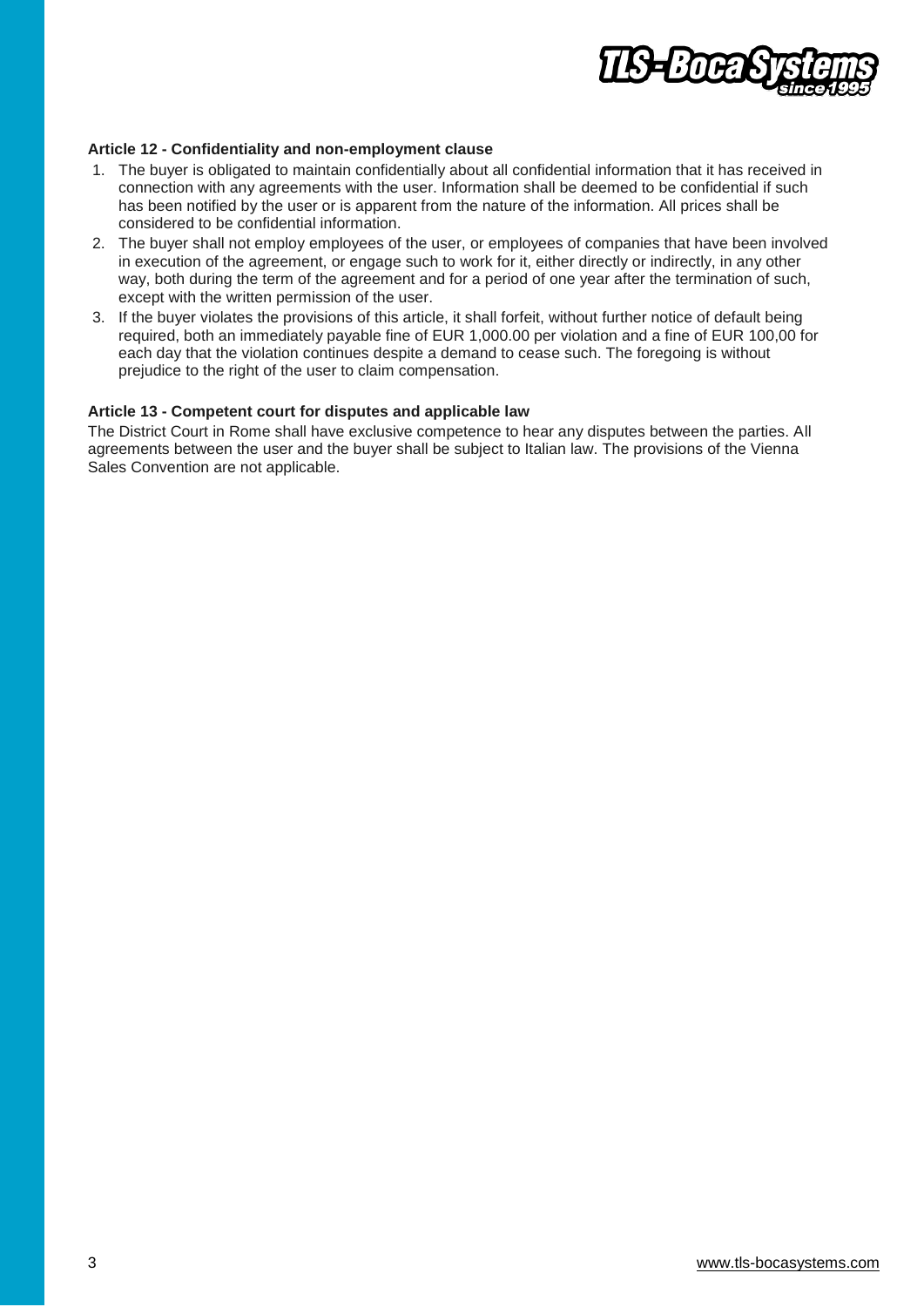**Article 12 - Confidentiality and non-employment clause**

1. The buyer is obligated to maintain confidentially about all confidential information that it has received in connection with any agreements with the user. Information shall be deemed to be confidential if such has been notified by the user or is apparent from the nature of the information. All prices shall be considered to be confidential information.
2. The buyer shall not employ employees of the user, or employees of companies that have been involved in execution of the agreement, or engage such to work for it, either directly or indirectly, in any other way, both during the term of the agreement and for a period of one year after the termination of such, except with the written permission of the user.
3. If the buyer violates the provisions of this article, it shall forfeit, without further notice of default being required, both an immediately payable fine of EUR 1,000.00 per violation and a fine of EUR 100,00 for each day that the violation continues despite a demand to cease such. The foregoing is without prejudice to the right of the user to claim compensation.

**Article 13 - Competent court for disputes and applicable law**

The District Court in Rome shall have exclusive competence to hear any disputes between the parties. All agreements between the user and the buyer shall be subject to Italian law. The provisions of the Vienna Sales Convention are not applicable.